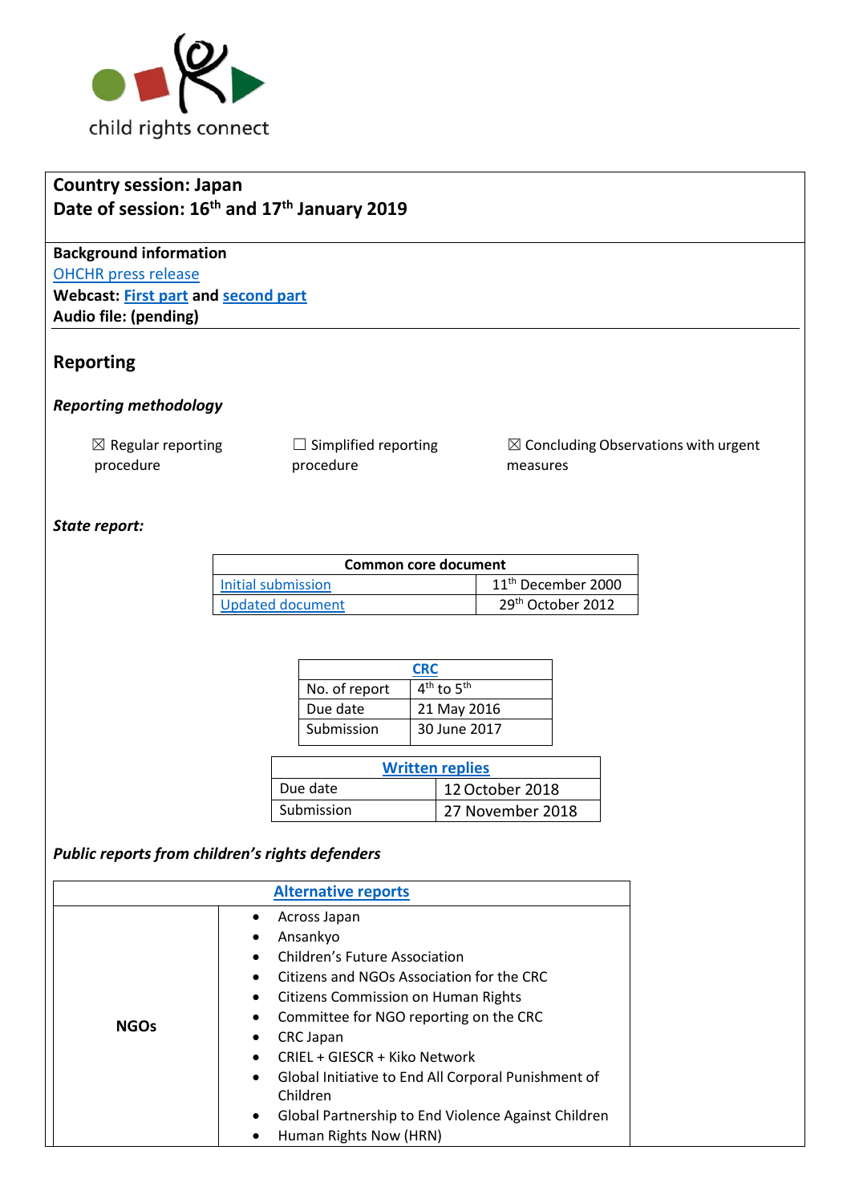child rights connect

**Country session: Japan**
**Date of session: 16th and 17th January 2019**

**Background information**
OHCHR press release
**Webcast: First part and second part**
**Audio file: (pending)**

## Reporting

### *Reporting methodology*

☒ Regular reporting procedure

☐ Simplified reporting procedure

☒ Concluding Observations with urgent measures

### *State report:*

| Common core document | |
|---|---|
| Initial submission | 11th December 2000 |
| Updated document | 29th October 2012 |

| CRC | |
|---|---|
| No. of report | 4th to 5th |
| Due date | 21 May 2016 |
| Submission | 30 June 2017 |

| Written replies | |
|---|---|
| Due date | 12 October 2018 |
| Submission | 27 November 2018 |

### *Public reports from children's rights defenders*

| Alternative reports | |
|---|---|
| **NGOs** | • Across Japan<br>• Ansankyo<br>• Children's Future Association<br>• Citizens and NGOs Association for the CRC<br>• Citizens Commission on Human Rights<br>• Committee for NGO reporting on the CRC<br>• CRC Japan<br>• CRIEL + GIESCR + Kiko Network<br>• Global Initiative to End All Corporal Punishment of Children<br>• Global Partnership to End Violence Against Children<br>• Human Rights Now (HRN) |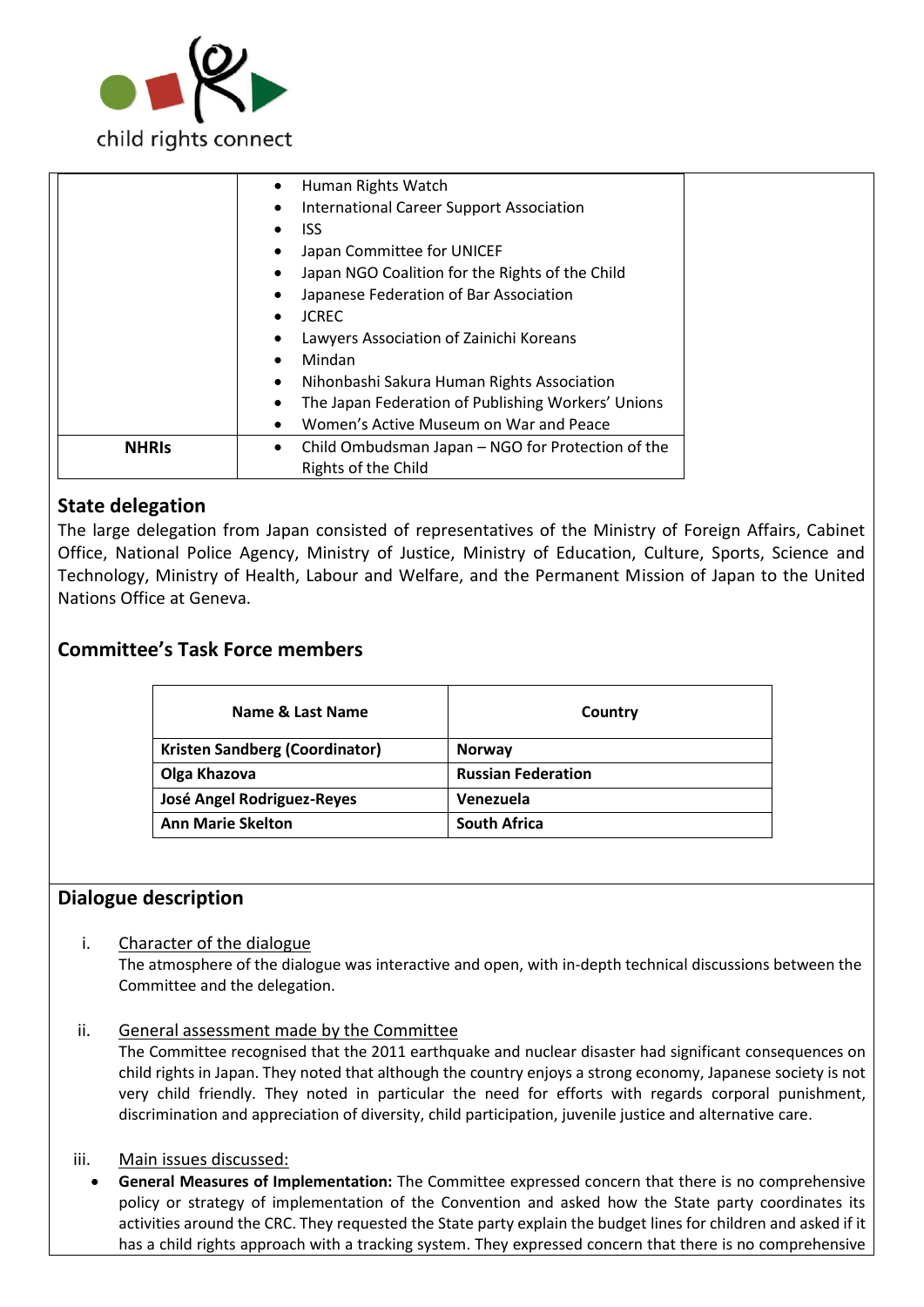| | |
|---|---|
| | • Human Rights Watch<br>• International Career Support Association<br>• ISS<br>• Japan Committee for UNICEF<br>• Japan NGO Coalition for the Rights of the Child<br>• Japanese Federation of Bar Association<br>• JCREC<br>• Lawyers Association of Zainichi Koreans<br>• Mindan<br>• Nihonbashi Sakura Human Rights Association<br>• The Japan Federation of Publishing Workers' Unions<br>• Women's Active Museum on War and Peace |
| **NHRIs** | • Child Ombudsman Japan – NGO for Protection of the Rights of the Child |

## State delegation

The large delegation from Japan consisted of representatives of the Ministry of Foreign Affairs, Cabinet Office, National Police Agency, Ministry of Justice, Ministry of Education, Culture, Sports, Science and Technology, Ministry of Health, Labour and Welfare, and the Permanent Mission of Japan to the United Nations Office at Geneva.

## Committee's Task Force members

| Name & Last Name | Country |
|---|---|
| **Kristen Sandberg (Coordinator)** | **Norway** |
| **Olga Khazova** | **Russian Federation** |
| **José Angel Rodriguez-Reyes** | **Venezuela** |
| **Ann Marie Skelton** | **South Africa** |

## Dialogue description

i. Character of the dialogue

The atmosphere of the dialogue was interactive and open, with in-depth technical discussions between the Committee and the delegation.

ii. General assessment made by the Committee

The Committee recognised that the 2011 earthquake and nuclear disaster had significant consequences on child rights in Japan. They noted that although the country enjoys a strong economy, Japanese society is not very child friendly. They noted in particular the need for efforts with regards corporal punishment, discrimination and appreciation of diversity, child participation, juvenile justice and alternative care.

iii. Main issues discussed:

- **General Measures of Implementation:** The Committee expressed concern that there is no comprehensive policy or strategy of implementation of the Convention and asked how the State party coordinates its activities around the CRC. They requested the State party explain the budget lines for children and asked if it has a child rights approach with a tracking system. They expressed concern that there is no comprehensive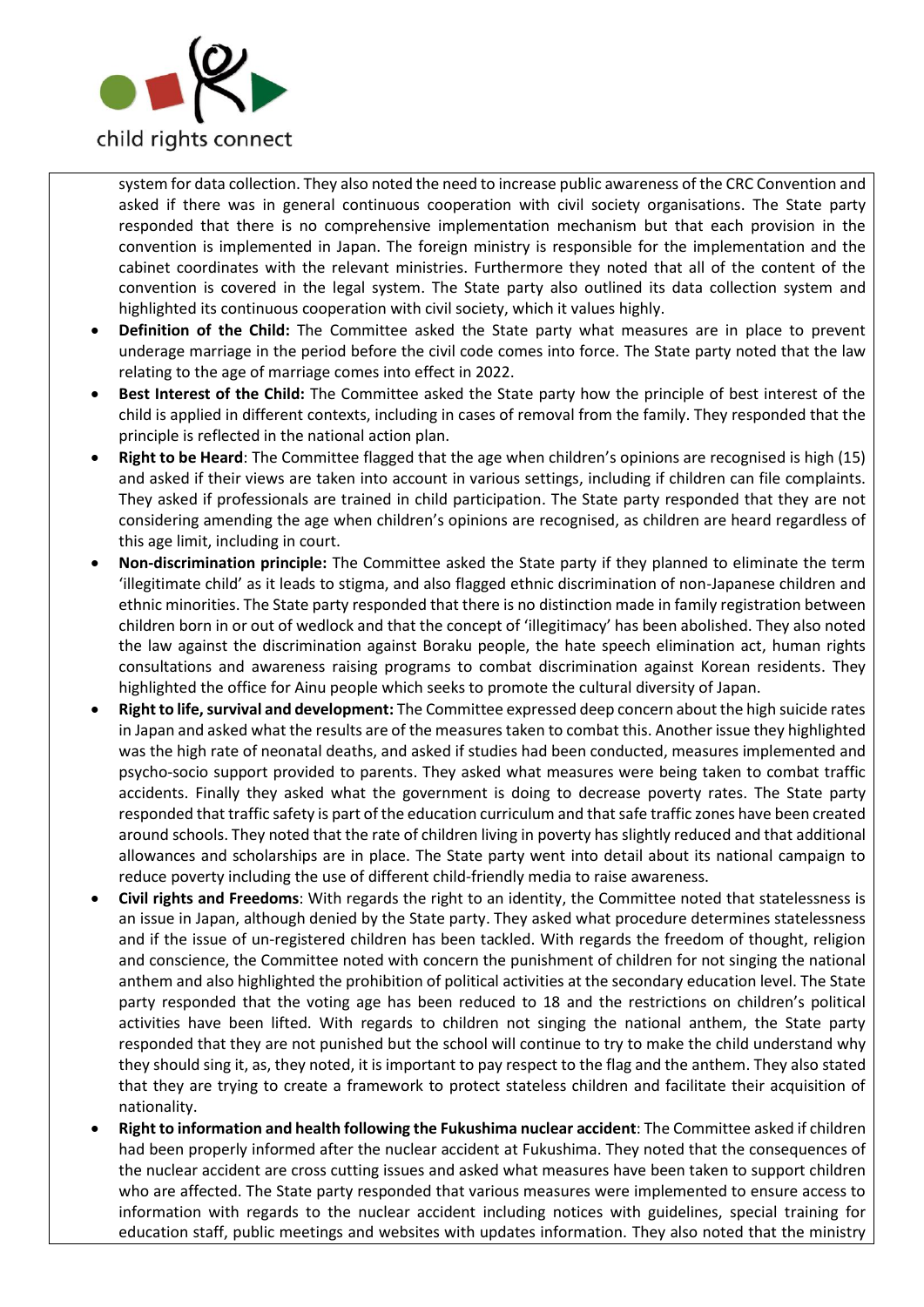system for data collection. They also noted the need to increase public awareness of the CRC Convention and asked if there was in general continuous cooperation with civil society organisations. The State party responded that there is no comprehensive implementation mechanism but that each provision in the convention is implemented in Japan. The foreign ministry is responsible for the implementation and the cabinet coordinates with the relevant ministries. Furthermore they noted that all of the content of the convention is covered in the legal system. The State party also outlined its data collection system and highlighted its continuous cooperation with civil society, which it values highly.

- **Definition of the Child:** The Committee asked the State party what measures are in place to prevent underage marriage in the period before the civil code comes into force. The State party noted that the law relating to the age of marriage comes into effect in 2022.
- **Best Interest of the Child:** The Committee asked the State party how the principle of best interest of the child is applied in different contexts, including in cases of removal from the family. They responded that the principle is reflected in the national action plan.
- **Right to be Heard**: The Committee flagged that the age when children's opinions are recognised is high (15) and asked if their views are taken into account in various settings, including if children can file complaints. They asked if professionals are trained in child participation. The State party responded that they are not considering amending the age when children's opinions are recognised, as children are heard regardless of this age limit, including in court.
- **Non-discrimination principle:** The Committee asked the State party if they planned to eliminate the term 'illegitimate child' as it leads to stigma, and also flagged ethnic discrimination of non-Japanese children and ethnic minorities. The State party responded that there is no distinction made in family registration between children born in or out of wedlock and that the concept of 'illegitimacy' has been abolished. They also noted the law against the discrimination against Boraku people, the hate speech elimination act, human rights consultations and awareness raising programs to combat discrimination against Korean residents. They highlighted the office for Ainu people which seeks to promote the cultural diversity of Japan.
- **Right to life, survival and development:** The Committee expressed deep concern about the high suicide rates in Japan and asked what the results are of the measures taken to combat this. Another issue they highlighted was the high rate of neonatal deaths, and asked if studies had been conducted, measures implemented and psycho-socio support provided to parents. They asked what measures were being taken to combat traffic accidents. Finally they asked what the government is doing to decrease poverty rates. The State party responded that traffic safety is part of the education curriculum and that safe traffic zones have been created around schools. They noted that the rate of children living in poverty has slightly reduced and that additional allowances and scholarships are in place. The State party went into detail about its national campaign to reduce poverty including the use of different child-friendly media to raise awareness.
- **Civil rights and Freedoms**: With regards the right to an identity, the Committee noted that statelessness is an issue in Japan, although denied by the State party. They asked what procedure determines statelessness and if the issue of un-registered children has been tackled. With regards the freedom of thought, religion and conscience, the Committee noted with concern the punishment of children for not singing the national anthem and also highlighted the prohibition of political activities at the secondary education level. The State party responded that the voting age has been reduced to 18 and the restrictions on children's political activities have been lifted. With regards to children not singing the national anthem, the State party responded that they are not punished but the school will continue to try to make the child understand why they should sing it, as, they noted, it is important to pay respect to the flag and the anthem. They also stated that they are trying to create a framework to protect stateless children and facilitate their acquisition of nationality.
- **Right to information and health following the Fukushima nuclear accident**: The Committee asked if children had been properly informed after the nuclear accident at Fukushima. They noted that the consequences of the nuclear accident are cross cutting issues and asked what measures have been taken to support children who are affected. The State party responded that various measures were implemented to ensure access to information with regards to the nuclear accident including notices with guidelines, special training for education staff, public meetings and websites with updates information. They also noted that the ministry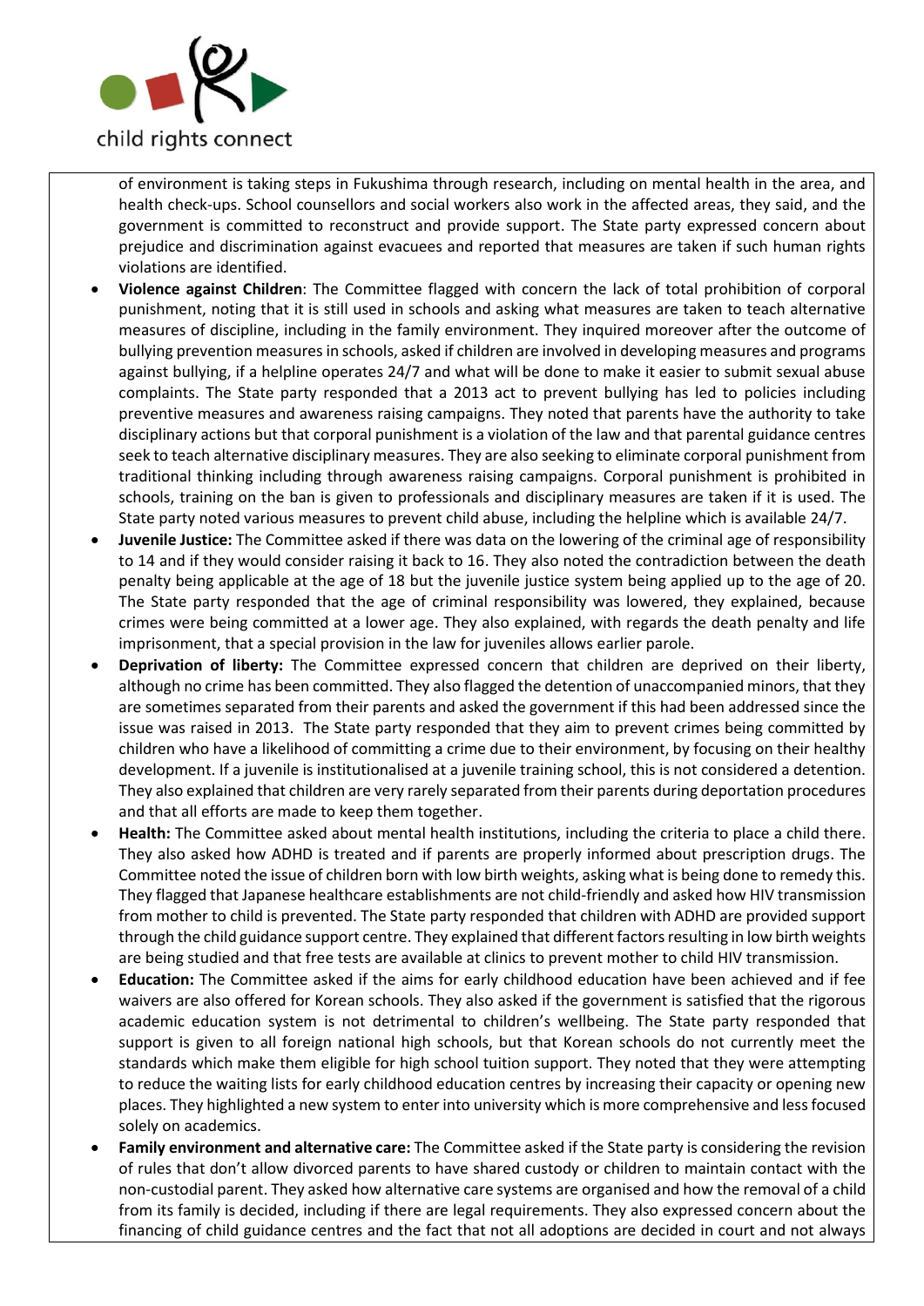of environment is taking steps in Fukushima through research, including on mental health in the area, and health check-ups. School counsellors and social workers also work in the affected areas, they said, and the government is committed to reconstruct and provide support. The State party expressed concern about prejudice and discrimination against evacuees and reported that measures are taken if such human rights violations are identified.

- **Violence against Children**: The Committee flagged with concern the lack of total prohibition of corporal punishment, noting that it is still used in schools and asking what measures are taken to teach alternative measures of discipline, including in the family environment. They inquired moreover after the outcome of bullying prevention measures in schools, asked if children are involved in developing measures and programs against bullying, if a helpline operates 24/7 and what will be done to make it easier to submit sexual abuse complaints. The State party responded that a 2013 act to prevent bullying has led to policies including preventive measures and awareness raising campaigns. They noted that parents have the authority to take disciplinary actions but that corporal punishment is a violation of the law and that parental guidance centres seek to teach alternative disciplinary measures. They are also seeking to eliminate corporal punishment from traditional thinking including through awareness raising campaigns. Corporal punishment is prohibited in schools, training on the ban is given to professionals and disciplinary measures are taken if it is used. The State party noted various measures to prevent child abuse, including the helpline which is available 24/7.
- **Juvenile Justice:** The Committee asked if there was data on the lowering of the criminal age of responsibility to 14 and if they would consider raising it back to 16. They also noted the contradiction between the death penalty being applicable at the age of 18 but the juvenile justice system being applied up to the age of 20. The State party responded that the age of criminal responsibility was lowered, they explained, because crimes were being committed at a lower age. They also explained, with regards the death penalty and life imprisonment, that a special provision in the law for juveniles allows earlier parole.
- **Deprivation of liberty:** The Committee expressed concern that children are deprived on their liberty, although no crime has been committed. They also flagged the detention of unaccompanied minors, that they are sometimes separated from their parents and asked the government if this had been addressed since the issue was raised in 2013. The State party responded that they aim to prevent crimes being committed by children who have a likelihood of committing a crime due to their environment, by focusing on their healthy development. If a juvenile is institutionalised at a juvenile training school, this is not considered a detention. They also explained that children are very rarely separated from their parents during deportation procedures and that all efforts are made to keep them together.
- **Health:** The Committee asked about mental health institutions, including the criteria to place a child there. They also asked how ADHD is treated and if parents are properly informed about prescription drugs. The Committee noted the issue of children born with low birth weights, asking what is being done to remedy this. They flagged that Japanese healthcare establishments are not child-friendly and asked how HIV transmission from mother to child is prevented. The State party responded that children with ADHD are provided support through the child guidance support centre. They explained that different factors resulting in low birth weights are being studied and that free tests are available at clinics to prevent mother to child HIV transmission.
- **Education:** The Committee asked if the aims for early childhood education have been achieved and if fee waivers are also offered for Korean schools. They also asked if the government is satisfied that the rigorous academic education system is not detrimental to children's wellbeing. The State party responded that support is given to all foreign national high schools, but that Korean schools do not currently meet the standards which make them eligible for high school tuition support. They noted that they were attempting to reduce the waiting lists for early childhood education centres by increasing their capacity or opening new places. They highlighted a new system to enter into university which is more comprehensive and less focused solely on academics.
- **Family environment and alternative care:** The Committee asked if the State party is considering the revision of rules that don't allow divorced parents to have shared custody or children to maintain contact with the non-custodial parent. They asked how alternative care systems are organised and how the removal of a child from its family is decided, including if there are legal requirements. They also expressed concern about the financing of child guidance centres and the fact that not all adoptions are decided in court and not always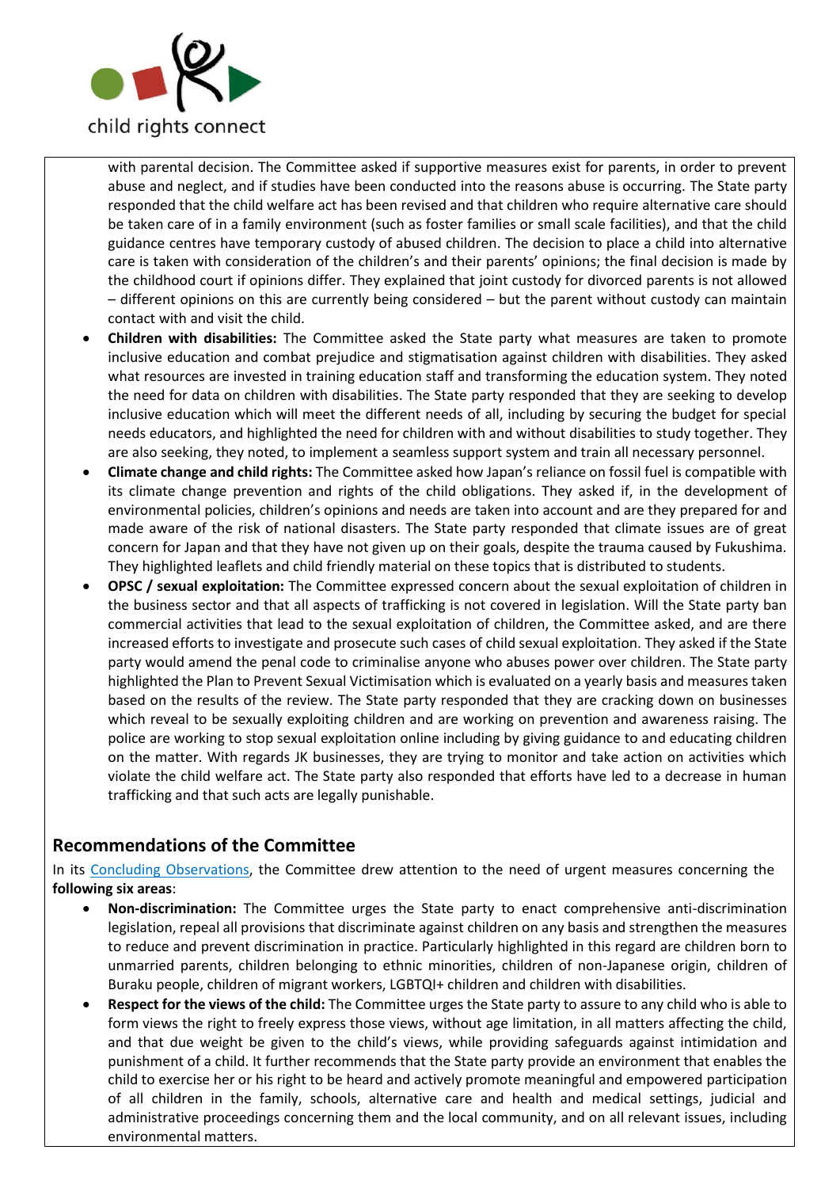with parental decision. The Committee asked if supportive measures exist for parents, in order to prevent abuse and neglect, and if studies have been conducted into the reasons abuse is occurring. The State party responded that the child welfare act has been revised and that children who require alternative care should be taken care of in a family environment (such as foster families or small scale facilities), and that the child guidance centres have temporary custody of abused children. The decision to place a child into alternative care is taken with consideration of the children's and their parents' opinions; the final decision is made by the childhood court if opinions differ. They explained that joint custody for divorced parents is not allowed – different opinions on this are currently being considered – but the parent without custody can maintain contact with and visit the child.

- **Children with disabilities:** The Committee asked the State party what measures are taken to promote inclusive education and combat prejudice and stigmatisation against children with disabilities. They asked what resources are invested in training education staff and transforming the education system. They noted the need for data on children with disabilities. The State party responded that they are seeking to develop inclusive education which will meet the different needs of all, including by securing the budget for special needs educators, and highlighted the need for children with and without disabilities to study together. They are also seeking, they noted, to implement a seamless support system and train all necessary personnel.
- **Climate change and child rights:** The Committee asked how Japan's reliance on fossil fuel is compatible with its climate change prevention and rights of the child obligations. They asked if, in the development of environmental policies, children's opinions and needs are taken into account and are they prepared for and made aware of the risk of national disasters. The State party responded that climate issues are of great concern for Japan and that they have not given up on their goals, despite the trauma caused by Fukushima. They highlighted leaflets and child friendly material on these topics that is distributed to students.
- **OPSC / sexual exploitation:** The Committee expressed concern about the sexual exploitation of children in the business sector and that all aspects of trafficking is not covered in legislation. Will the State party ban commercial activities that lead to the sexual exploitation of children, the Committee asked, and are there increased efforts to investigate and prosecute such cases of child sexual exploitation. They asked if the State party would amend the penal code to criminalise anyone who abuses power over children. The State party highlighted the Plan to Prevent Sexual Victimisation which is evaluated on a yearly basis and measures taken based on the results of the review. The State party responded that they are cracking down on businesses which reveal to be sexually exploiting children and are working on prevention and awareness raising. The police are working to stop sexual exploitation online including by giving guidance to and educating children on the matter. With regards JK businesses, they are trying to monitor and take action on activities which violate the child welfare act. The State party also responded that efforts have led to a decrease in human trafficking and that such acts are legally punishable.

## Recommendations of the Committee

In its Concluding Observations, the Committee drew attention to the need of urgent measures concerning the **following six areas**:

- **Non-discrimination:** The Committee urges the State party to enact comprehensive anti-discrimination legislation, repeal all provisions that discriminate against children on any basis and strengthen the measures to reduce and prevent discrimination in practice. Particularly highlighted in this regard are children born to unmarried parents, children belonging to ethnic minorities, children of non-Japanese origin, children of Buraku people, children of migrant workers, LGBTQI+ children and children with disabilities.
- **Respect for the views of the child:** The Committee urges the State party to assure to any child who is able to form views the right to freely express those views, without age limitation, in all matters affecting the child, and that due weight be given to the child's views, while providing safeguards against intimidation and punishment of a child. It further recommends that the State party provide an environment that enables the child to exercise her or his right to be heard and actively promote meaningful and empowered participation of all children in the family, schools, alternative care and health and medical settings, judicial and administrative proceedings concerning them and the local community, and on all relevant issues, including environmental matters.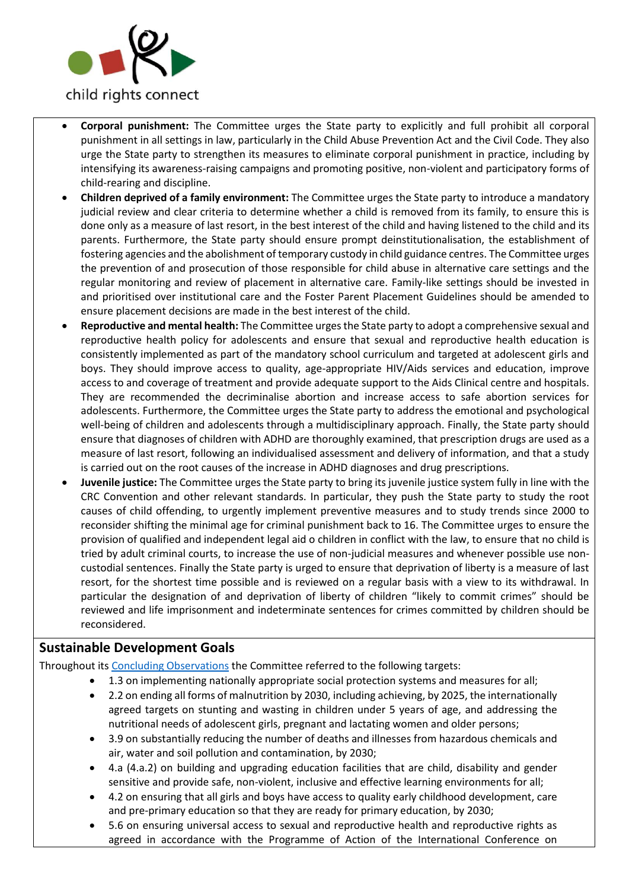- **Corporal punishment:** The Committee urges the State party to explicitly and full prohibit all corporal punishment in all settings in law, particularly in the Child Abuse Prevention Act and the Civil Code. They also urge the State party to strengthen its measures to eliminate corporal punishment in practice, including by intensifying its awareness-raising campaigns and promoting positive, non-violent and participatory forms of child-rearing and discipline.
- **Children deprived of a family environment:** The Committee urges the State party to introduce a mandatory judicial review and clear criteria to determine whether a child is removed from its family, to ensure this is done only as a measure of last resort, in the best interest of the child and having listened to the child and its parents. Furthermore, the State party should ensure prompt deinstitutionalisation, the establishment of fostering agencies and the abolishment of temporary custody in child guidance centres. The Committee urges the prevention of and prosecution of those responsible for child abuse in alternative care settings and the regular monitoring and review of placement in alternative care. Family-like settings should be invested in and prioritised over institutional care and the Foster Parent Placement Guidelines should be amended to ensure placement decisions are made in the best interest of the child.
- **Reproductive and mental health:** The Committee urges the State party to adopt a comprehensive sexual and reproductive health policy for adolescents and ensure that sexual and reproductive health education is consistently implemented as part of the mandatory school curriculum and targeted at adolescent girls and boys. They should improve access to quality, age-appropriate HIV/Aids services and education, improve access to and coverage of treatment and provide adequate support to the Aids Clinical centre and hospitals. They are recommended the decriminalise abortion and increase access to safe abortion services for adolescents. Furthermore, the Committee urges the State party to address the emotional and psychological well-being of children and adolescents through a multidisciplinary approach. Finally, the State party should ensure that diagnoses of children with ADHD are thoroughly examined, that prescription drugs are used as a measure of last resort, following an individualised assessment and delivery of information, and that a study is carried out on the root causes of the increase in ADHD diagnoses and drug prescriptions.
- **Juvenile justice:** The Committee urges the State party to bring its juvenile justice system fully in line with the CRC Convention and other relevant standards. In particular, they push the State party to study the root causes of child offending, to urgently implement preventive measures and to study trends since 2000 to reconsider shifting the minimal age for criminal punishment back to 16. The Committee urges to ensure the provision of qualified and independent legal aid o children in conflict with the law, to ensure that no child is tried by adult criminal courts, to increase the use of non-judicial measures and whenever possible use non-custodial sentences. Finally the State party is urged to ensure that deprivation of liberty is a measure of last resort, for the shortest time possible and is reviewed on a regular basis with a view to its withdrawal. In particular the designation of and deprivation of liberty of children "likely to commit crimes" should be reviewed and life imprisonment and indeterminate sentences for crimes committed by children should be reconsidered.

## Sustainable Development Goals

Throughout its Concluding Observations the Committee referred to the following targets:

- 1.3 on implementing nationally appropriate social protection systems and measures for all;
- 2.2 on ending all forms of malnutrition by 2030, including achieving, by 2025, the internationally agreed targets on stunting and wasting in children under 5 years of age, and addressing the nutritional needs of adolescent girls, pregnant and lactating women and older persons;
- 3.9 on substantially reducing the number of deaths and illnesses from hazardous chemicals and air, water and soil pollution and contamination, by 2030;
- 4.a (4.a.2) on building and upgrading education facilities that are child, disability and gender sensitive and provide safe, non-violent, inclusive and effective learning environments for all;
- 4.2 on ensuring that all girls and boys have access to quality early childhood development, care and pre-primary education so that they are ready for primary education, by 2030;
- 5.6 on ensuring universal access to sexual and reproductive health and reproductive rights as agreed in accordance with the Programme of Action of the International Conference on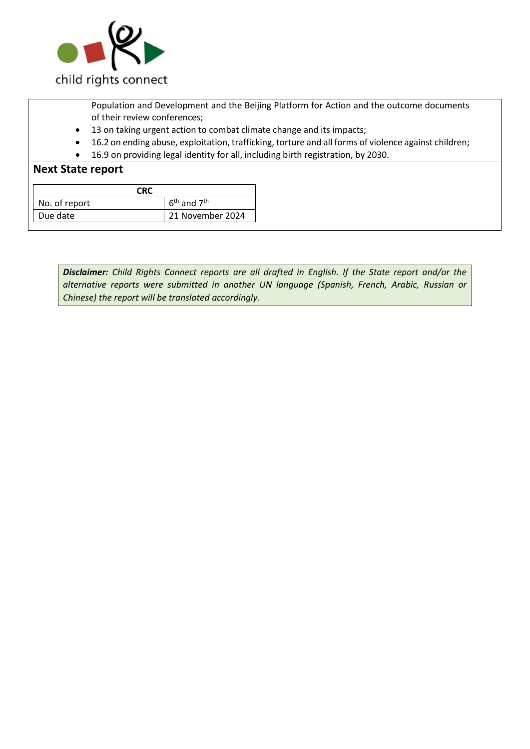Population and Development and the Beijing Platform for Action and the outcome documents of their review conferences;

- 13 on taking urgent action to combat climate change and its impacts;
- 16.2 on ending abuse, exploitation, trafficking, torture and all forms of violence against children;
- 16.9 on providing legal identity for all, including birth registration, by 2030.

## Next State report

| CRC | |
|---|---|
| No. of report | 6th and 7th |
| Due date | 21 November 2024 |

***Disclaimer:*** *Child Rights Connect reports are all drafted in English. If the State report and/or the alternative reports were submitted in another UN language (Spanish, French, Arabic, Russian or Chinese) the report will be translated accordingly.*